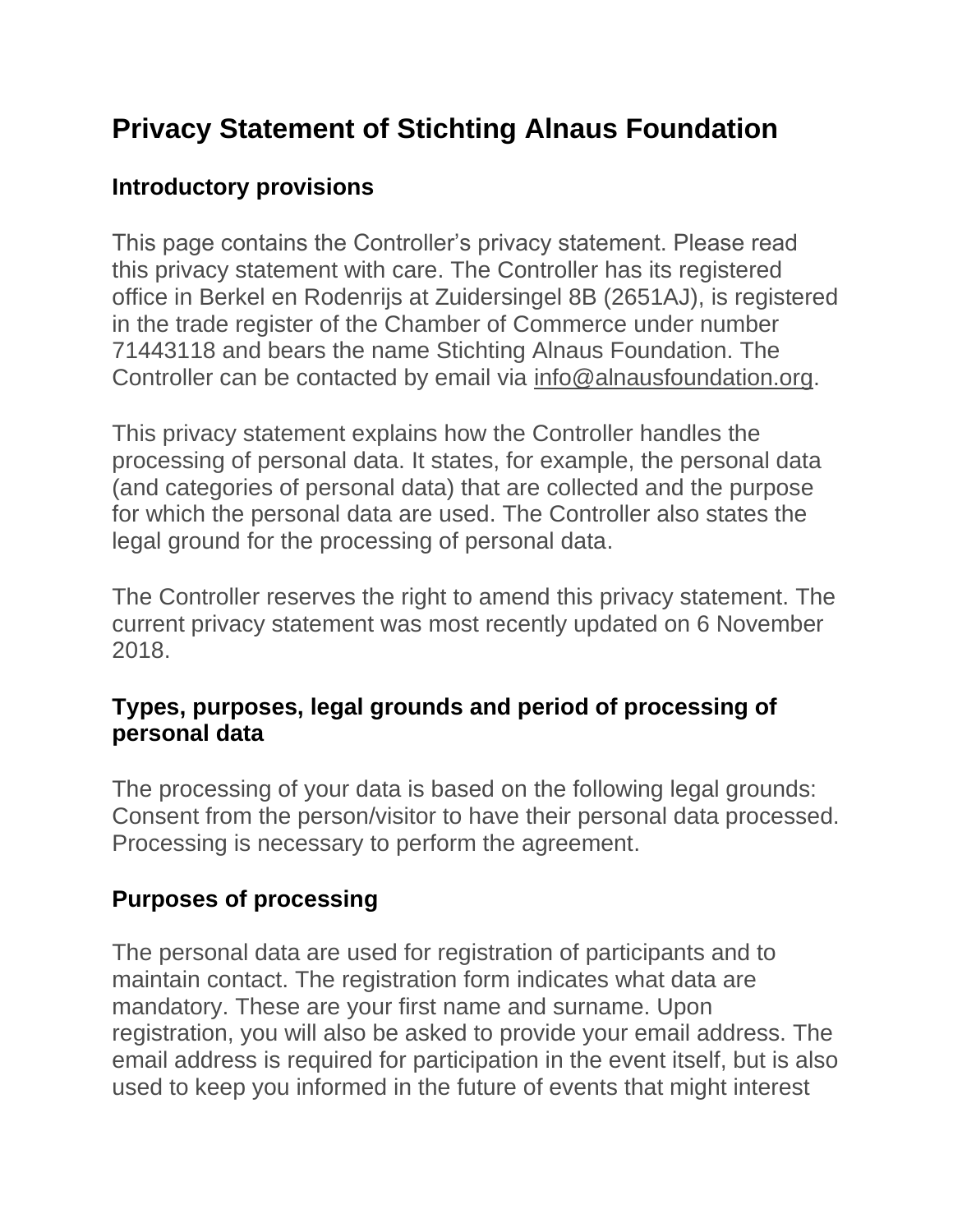# Privacy Statement of Stichting Alnaus Foundation

## Introductory provisions

This page contains the Controller's privacy statement. Please read this privacy statement with care. The Controller has its registered office in Berkel en Rodenrijs at Zuidersingel 8B (2651AJ), is registered in the trade register of the Chamber of Commerce under number 71443118 and bears the name Stichting Alnaus Foundation. The Controller can be contacted by email via info@alnausfoundation.org.

This privacy statement explains how the Controller handles the processing of personal data. It states, for example, the personal data (and categories of personal data) that are collected and the purpose for which the personal data are used. The Controller also states the legal ground for the processing of personal data.

The Controller reserves the right to amend this privacy statement. The current privacy statement was most recently updated on 6 November 2018.

## Types, purposes, legal grounds and period of processing of personal data

The processing of your data is based on the following legal grounds: Consent from the person/visitor to have their personal data processed. Processing is necessary to perform the agreement.

## Purposes of processing

The personal data are used for registration of participants and to maintain contact. The registration form indicates what data are mandatory. These are your first name and surname. Upon registration, you will also be asked to provide your email address. The email address is required for participation in the event itself, but is also used to keep you informed in the future of events that might interest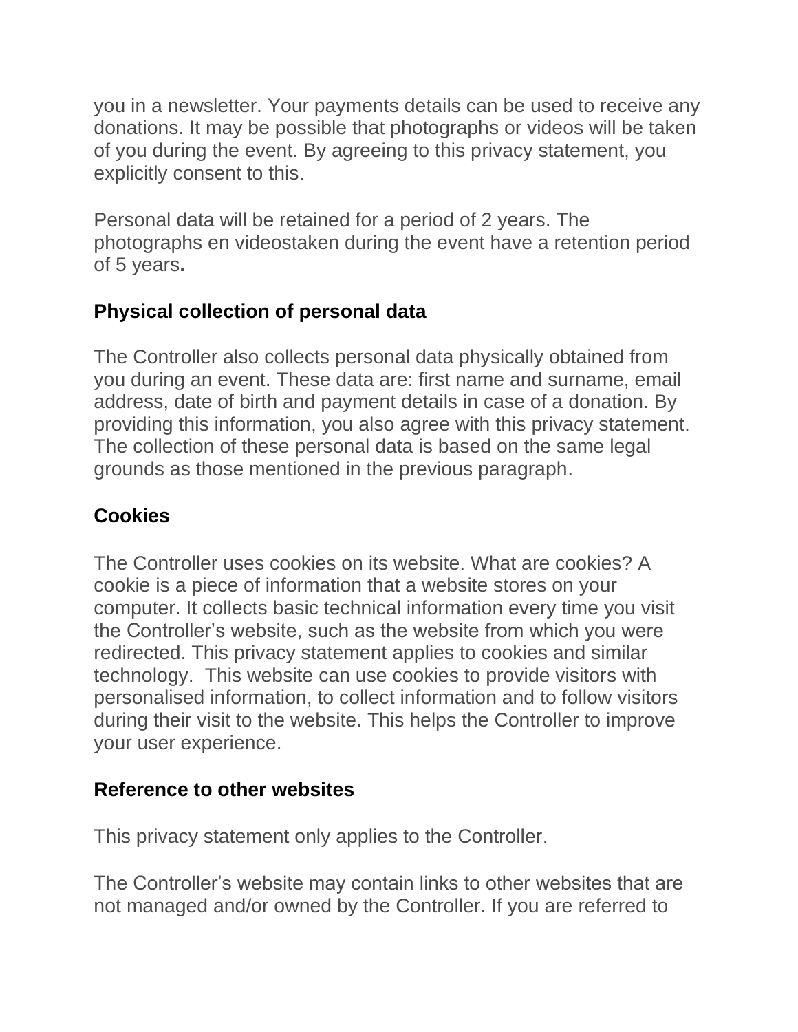you in a newsletter. Your payments details can be used to receive any donations. It may be possible that photographs or videos will be taken of you during the event. By agreeing to this privacy statement, you explicitly consent to this.

Personal data will be retained for a period of 2 years. The photographs en videostaken during the event have a retention period of 5 years**.**

## Physical collection of personal data

The Controller also collects personal data physically obtained from you during an event. These data are: first name and surname, email address, date of birth and payment details in case of a donation. By providing this information, you also agree with this privacy statement. The collection of these personal data is based on the same legal grounds as those mentioned in the previous paragraph.

## Cookies

The Controller uses cookies on its website. What are cookies? A cookie is a piece of information that a website stores on your computer. It collects basic technical information every time you visit the Controller's website, such as the website from which you were redirected. This privacy statement applies to cookies and similar technology. This website can use cookies to provide visitors with personalised information, to collect information and to follow visitors during their visit to the website. This helps the Controller to improve your user experience.

## Reference to other websites

This privacy statement only applies to the Controller.

The Controller's website may contain links to other websites that are not managed and/or owned by the Controller. If you are referred to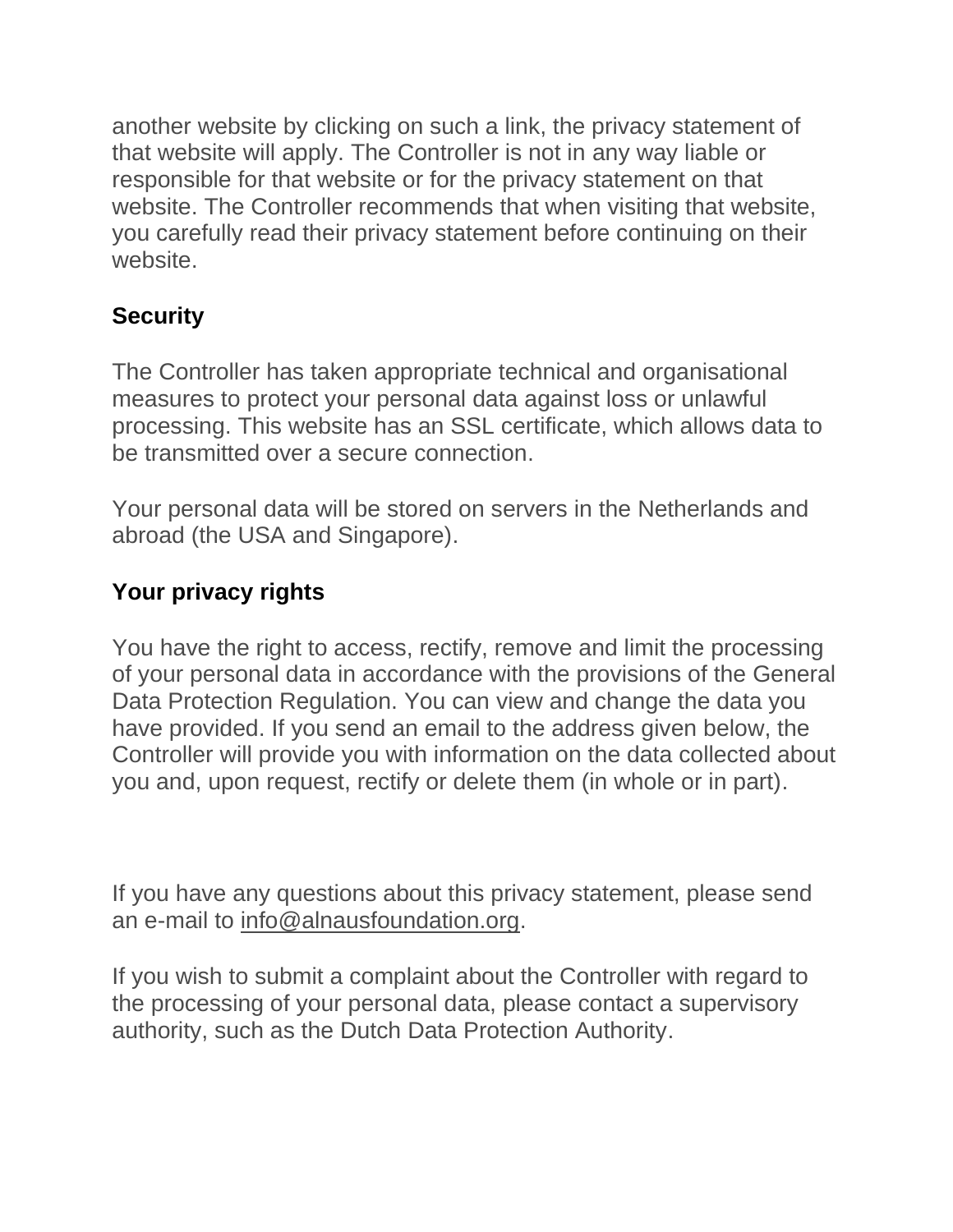another website by clicking on such a link, the privacy statement of that website will apply. The Controller is not in any way liable or responsible for that website or for the privacy statement on that website. The Controller recommends that when visiting that website, you carefully read their privacy statement before continuing on their website.

## Security

The Controller has taken appropriate technical and organisational measures to protect your personal data against loss or unlawful processing. This website has an SSL certificate, which allows data to be transmitted over a secure connection.

Your personal data will be stored on servers in the Netherlands and abroad (the USA and Singapore).

## Your privacy rights

You have the right to access, rectify, remove and limit the processing of your personal data in accordance with the provisions of the General Data Protection Regulation. You can view and change the data you have provided. If you send an email to the address given below, the Controller will provide you with information on the data collected about you and, upon request, rectify or delete them (in whole or in part).

If you have any questions about this privacy statement, please send an e-mail to info@alnausfoundation.org.

If you wish to submit a complaint about the Controller with regard to the processing of your personal data, please contact a supervisory authority, such as the Dutch Data Protection Authority.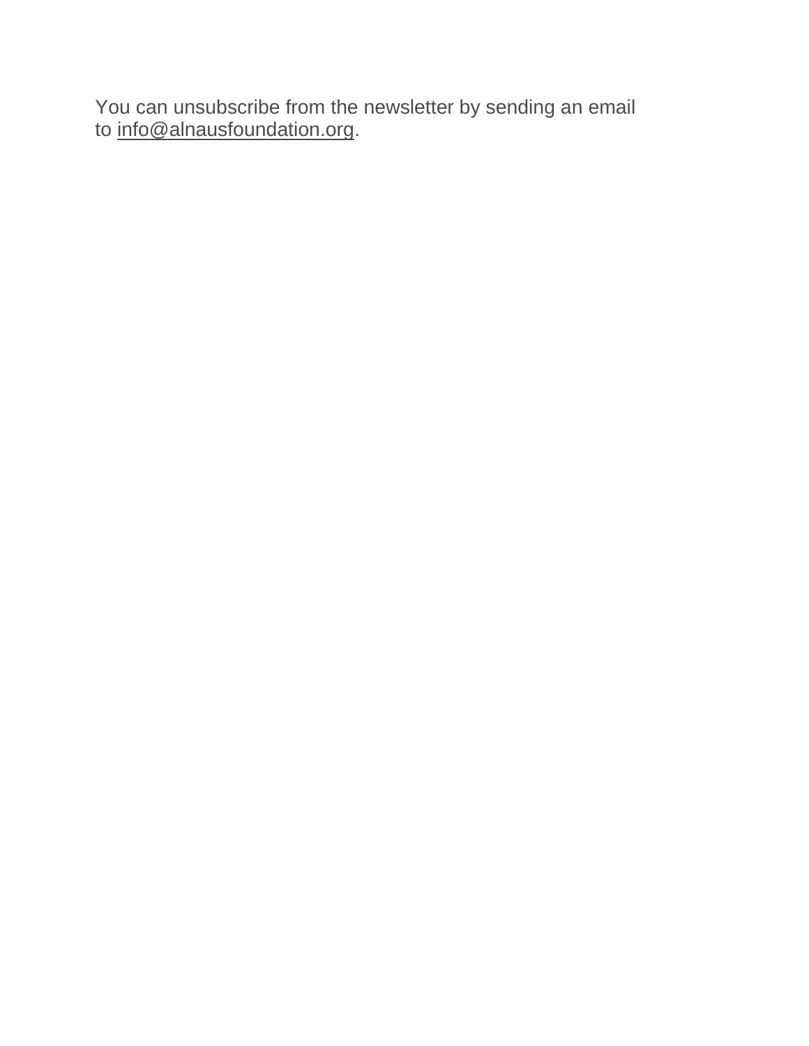You can unsubscribe from the newsletter by sending an email to info@alnausfoundation.org.